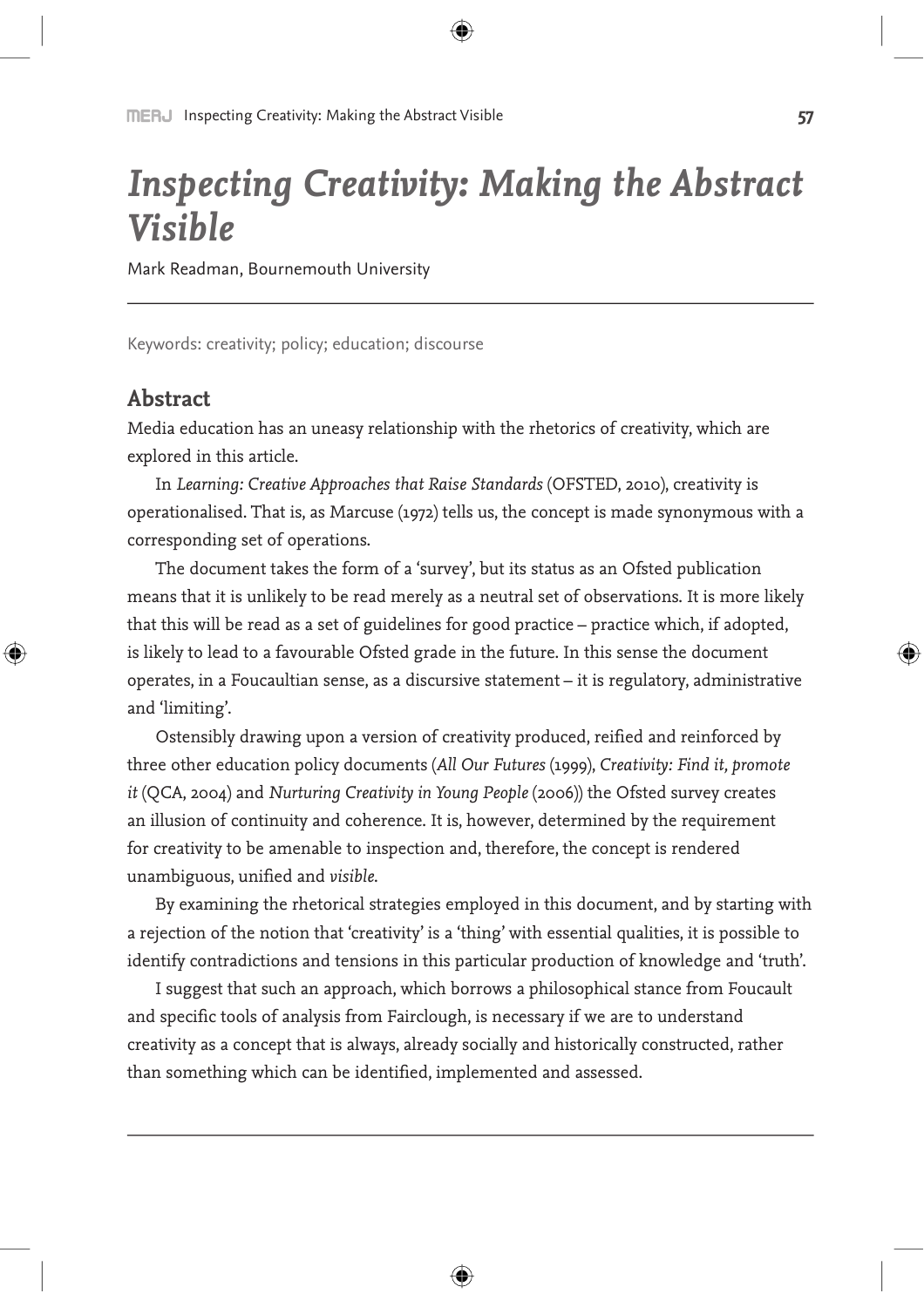# *Inspecting Creativity: Making the Abstract Visible*

Mark Readman, Bournemouth University

Keywords: creativity; policy; education; discourse

## Abstract

Media education has an uneasy relationship with the rhetorics of creativity, which are explored in this article.

In *Learning: Creative Approaches that Raise Standards* (OFSTED, 2010), creativity is operationalised. That is, as Marcuse (1972) tells us, the concept is made synonymous with a corresponding set of operations.

The document takes the form of a 'survey', but its status as an Ofsted publication means that it is unlikely to be read merely as a neutral set of observations. It is more likely that this will be read as a set of guidelines for good practice – practice which, if adopted, is likely to lead to a favourable Ofsted grade in the future. In this sense the document operates, in a Foucaultian sense, as a discursive statement – it is regulatory, administrative and 'limiting'.

Ostensibly drawing upon a version of creativity produced, reified and reinforced by three other education policy documents (*All Our Futures* (1999), *Creativity: Find it, promote it* (QCA, 2004) and *Nurturing Creativity in Young People* (2006)) the Ofsted survey creates an illusion of continuity and coherence. It is, however, determined by the requirement for creativity to be amenable to inspection and, therefore, the concept is rendered unambiguous, unified and *visible*.

By examining the rhetorical strategies employed in this document, and by starting with a rejection of the notion that 'creativity' is a 'thing' with essential qualities, it is possible to identify contradictions and tensions in this particular production of knowledge and 'truth'.

I suggest that such an approach, which borrows a philosophical stance from Foucault and specific tools of analysis from Fairclough, is necessary if we are to understand creativity as a concept that is always, already socially and historically constructed, rather than something which can be identified, implemented and assessed.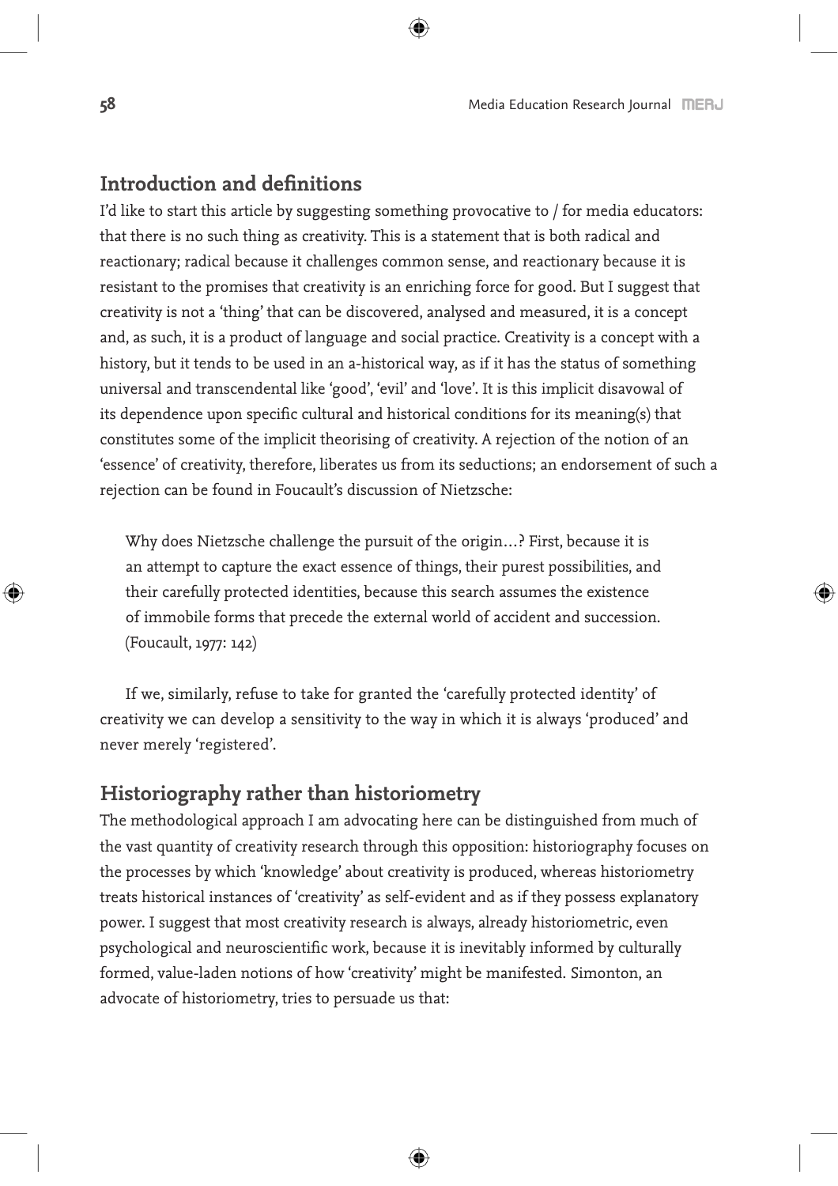## Introduction and definitions

I'd like to start this article by suggesting something provocative to / for media educators: that there is no such thing as creativity. This is a statement that is both radical and reactionary; radical because it challenges common sense, and reactionary because it is resistant to the promises that creativity is an enriching force for good. But I suggest that creativity is not a 'thing' that can be discovered, analysed and measured, it is a concept and, as such, it is a product of language and social practice. Creativity is a concept with a history, but it tends to be used in an a-historical way, as if it has the status of something universal and transcendental like 'good', 'evil' and 'love'. It is this implicit disavowal of its dependence upon specific cultural and historical conditions for its meaning(s) that constitutes some of the implicit theorising of creativity. A rejection of the notion of an 'essence' of creativity, therefore, liberates us from its seductions; an endorsement of such a rejection can be found in Foucault's discussion of Nietzsche:

> Why does Nietzsche challenge the pursuit of the origin…? First, because it is an attempt to capture the exact essence of things, their purest possibilities, and their carefully protected identities, because this search assumes the existence of immobile forms that precede the external world of accident and succession. (Foucault, 1977: 142)

If we, similarly, refuse to take for granted the 'carefully protected identity' of creativity we can develop a sensitivity to the way in which it is always 'produced' and never merely 'registered'.

## Historiography rather than historiometry

The methodological approach I am advocating here can be distinguished from much of the vast quantity of creativity research through this opposition: historiography focuses on the processes by which 'knowledge' about creativity is produced, whereas historiometry treats historical instances of 'creativity' as self-evident and as if they possess explanatory power. I suggest that most creativity research is always, already historiometric, even psychological and neuroscientific work, because it is inevitably informed by culturally formed, value-laden notions of how 'creativity' might be manifested. Simonton, an advocate of historiometry, tries to persuade us that: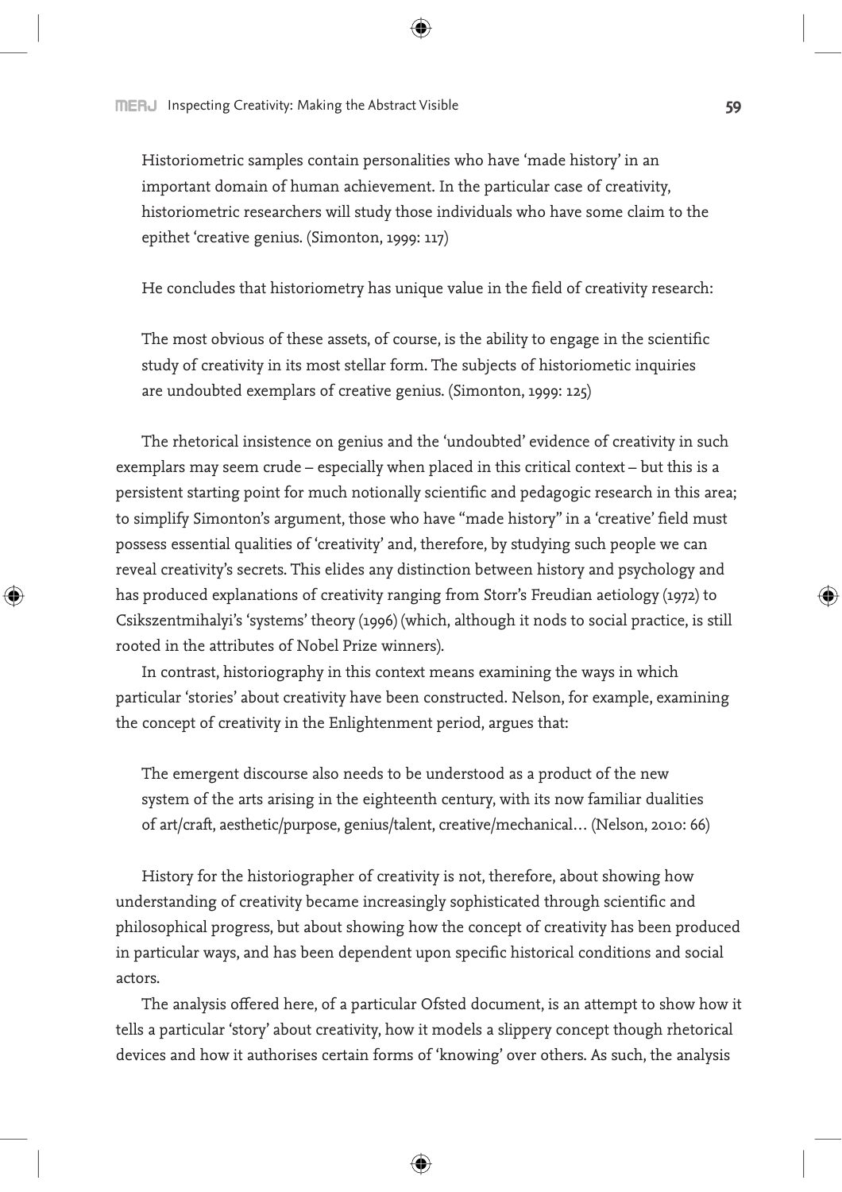> Historiometric samples contain personalities who have 'made history' in an important domain of human achievement. In the particular case of creativity, historiometric researchers will study those individuals who have some claim to the epithet 'creative genius. (Simonton, 1999: 117)

He concludes that historiometry has unique value in the field of creativity research:

> The most obvious of these assets, of course, is the ability to engage in the scientific study of creativity in its most stellar form. The subjects of historiometic inquiries are undoubted exemplars of creative genius. (Simonton, 1999: 125)

The rhetorical insistence on genius and the 'undoubted' evidence of creativity in such exemplars may seem crude – especially when placed in this critical context – but this is a persistent starting point for much notionally scientific and pedagogic research in this area; to simplify Simonton's argument, those who have "made history" in a 'creative' field must possess essential qualities of 'creativity' and, therefore, by studying such people we can reveal creativity's secrets. This elides any distinction between history and psychology and has produced explanations of creativity ranging from Storr's Freudian aetiology (1972) to Csikszentmihalyi's 'systems' theory (1996) (which, although it nods to social practice, is still rooted in the attributes of Nobel Prize winners).

In contrast, historiography in this context means examining the ways in which particular 'stories' about creativity have been constructed. Nelson, for example, examining the concept of creativity in the Enlightenment period, argues that:

> The emergent discourse also needs to be understood as a product of the new system of the arts arising in the eighteenth century, with its now familiar dualities of art/craft, aesthetic/purpose, genius/talent, creative/mechanical… (Nelson, 2010: 66)

History for the historiographer of creativity is not, therefore, about showing how understanding of creativity became increasingly sophisticated through scientific and philosophical progress, but about showing how the concept of creativity has been produced in particular ways, and has been dependent upon specific historical conditions and social actors.

The analysis offered here, of a particular Ofsted document, is an attempt to show how it tells a particular 'story' about creativity, how it models a slippery concept though rhetorical devices and how it authorises certain forms of 'knowing' over others. As such, the analysis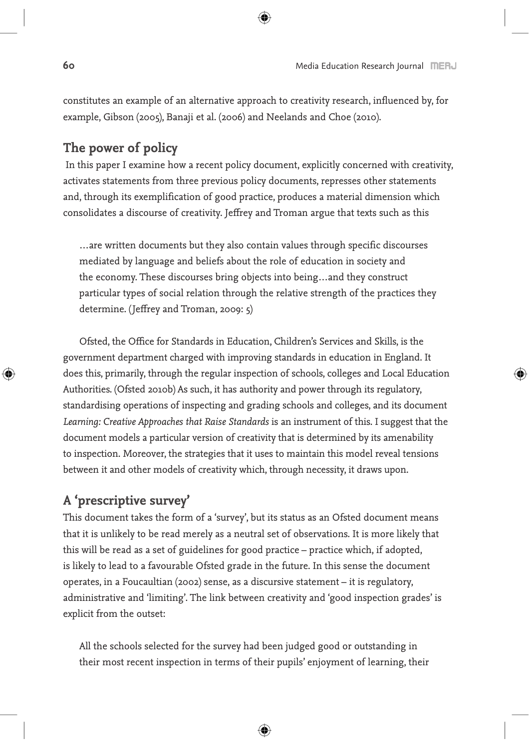constitutes an example of an alternative approach to creativity research, influenced by, for example, Gibson (2005), Banaji et al. (2006) and Neelands and Choe (2010).

## The power of policy

In this paper I examine how a recent policy document, explicitly concerned with creativity, activates statements from three previous policy documents, represses other statements and, through its exemplification of good practice, produces a material dimension which consolidates a discourse of creativity. Jeffrey and Troman argue that texts such as this

> …are written documents but they also contain values through specific discourses mediated by language and beliefs about the role of education in society and the economy. These discourses bring objects into being…and they construct particular types of social relation through the relative strength of the practices they determine. (Jeffrey and Troman, 2009: 5)

Ofsted, the Office for Standards in Education, Children's Services and Skills, is the government department charged with improving standards in education in England. It does this, primarily, through the regular inspection of schools, colleges and Local Education Authorities. (Ofsted 2010b) As such, it has authority and power through its regulatory, standardising operations of inspecting and grading schools and colleges, and its document *Learning: Creative Approaches that Raise Standards* is an instrument of this. I suggest that the document models a particular version of creativity that is determined by its amenability to inspection. Moreover, the strategies that it uses to maintain this model reveal tensions between it and other models of creativity which, through necessity, it draws upon.

## A 'prescriptive survey'

This document takes the form of a 'survey', but its status as an Ofsted document means that it is unlikely to be read merely as a neutral set of observations. It is more likely that this will be read as a set of guidelines for good practice – practice which, if adopted, is likely to lead to a favourable Ofsted grade in the future. In this sense the document operates, in a Foucaultian (2002) sense, as a discursive statement – it is regulatory, administrative and 'limiting'. The link between creativity and 'good inspection grades' is explicit from the outset:

> All the schools selected for the survey had been judged good or outstanding in their most recent inspection in terms of their pupils' enjoyment of learning, their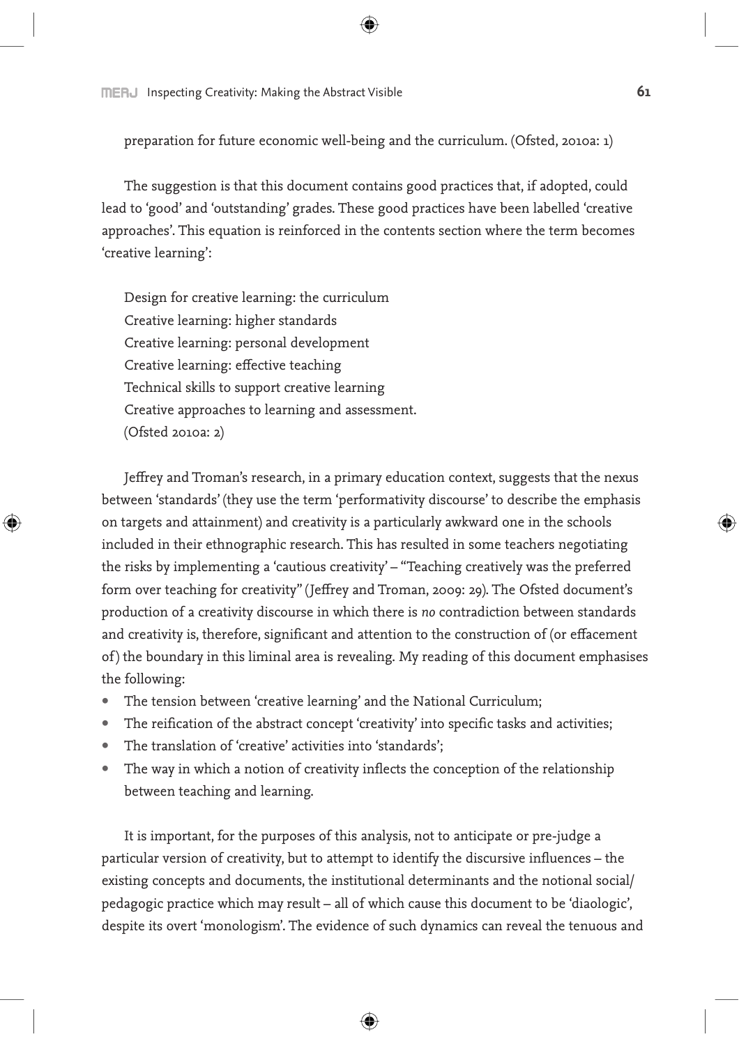preparation for future economic well-being and the curriculum. (Ofsted, 2010a: 1)

The suggestion is that this document contains good practices that, if adopted, could lead to 'good' and 'outstanding' grades. These good practices have been labelled 'creative approaches'. This equation is reinforced in the contents section where the term becomes 'creative learning':

> Design for creative learning: the curriculum
> Creative learning: higher standards
> Creative learning: personal development
> Creative learning: effective teaching
> Technical skills to support creative learning
> Creative approaches to learning and assessment.
> (Ofsted 2010a: 2)

Jeffrey and Troman's research, in a primary education context, suggests that the nexus between 'standards' (they use the term 'performativity discourse' to describe the emphasis on targets and attainment) and creativity is a particularly awkward one in the schools included in their ethnographic research. This has resulted in some teachers negotiating the risks by implementing a 'cautious creativity' – "Teaching creatively was the preferred form over teaching for creativity" (Jeffrey and Troman, 2009: 29). The Ofsted document's production of a creativity discourse in which there is *no* contradiction between standards and creativity is, therefore, significant and attention to the construction of (or effacement of) the boundary in this liminal area is revealing. My reading of this document emphasises the following:

- The tension between 'creative learning' and the National Curriculum;
- The reification of the abstract concept 'creativity' into specific tasks and activities;
- The translation of 'creative' activities into 'standards';
- The way in which a notion of creativity inflects the conception of the relationship between teaching and learning.

It is important, for the purposes of this analysis, not to anticipate or pre-judge a particular version of creativity, but to attempt to identify the discursive influences – the existing concepts and documents, the institutional determinants and the notional social/pedagogic practice which may result – all of which cause this document to be 'diaologic', despite its overt 'monologism'. The evidence of such dynamics can reveal the tenuous and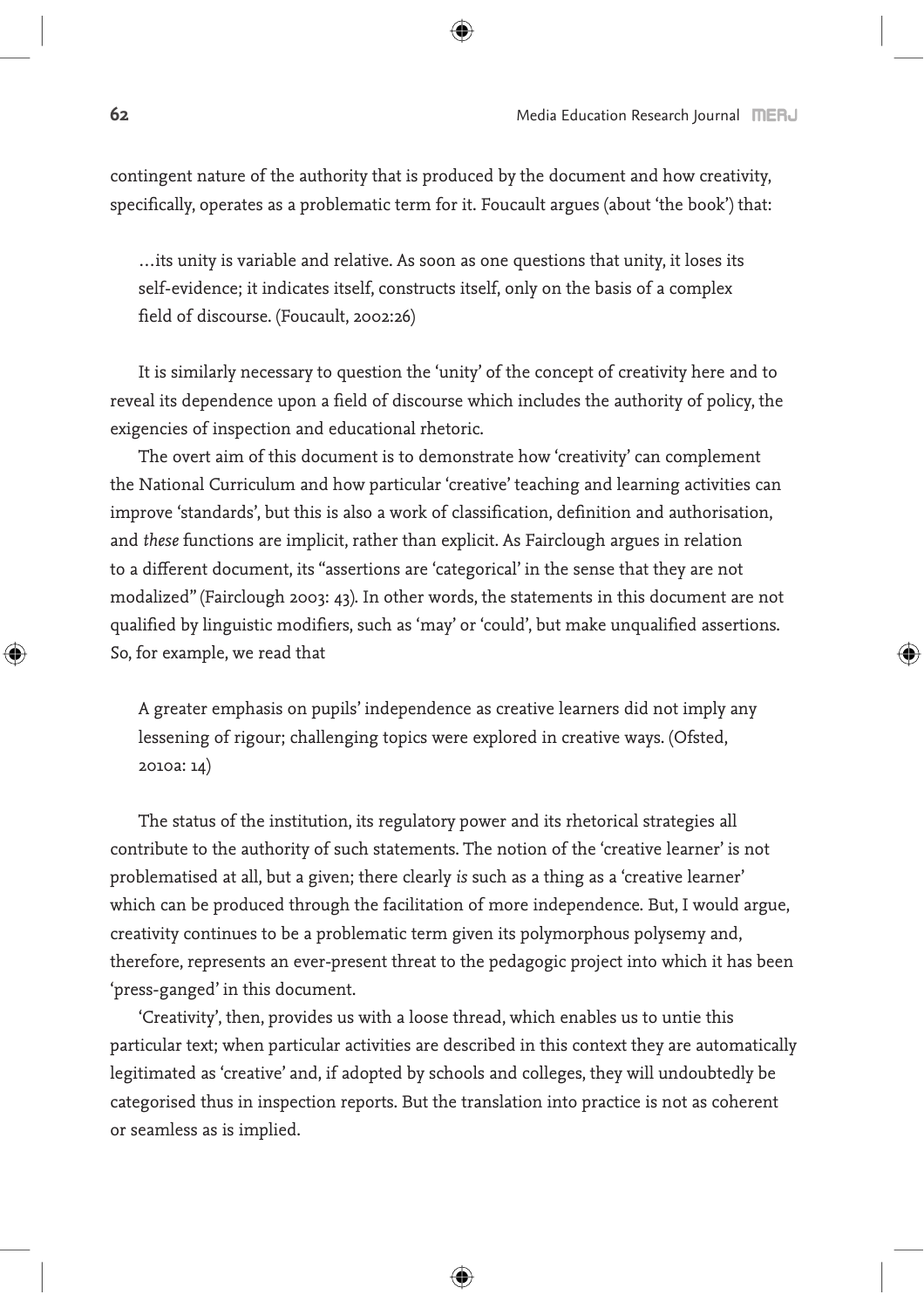contingent nature of the authority that is produced by the document and how creativity, specifically, operates as a problematic term for it. Foucault argues (about 'the book') that:

> …its unity is variable and relative. As soon as one questions that unity, it loses its self-evidence; it indicates itself, constructs itself, only on the basis of a complex field of discourse. (Foucault, 2002:26)

It is similarly necessary to question the 'unity' of the concept of creativity here and to reveal its dependence upon a field of discourse which includes the authority of policy, the exigencies of inspection and educational rhetoric.

The overt aim of this document is to demonstrate how 'creativity' can complement the National Curriculum and how particular 'creative' teaching and learning activities can improve 'standards', but this is also a work of classification, definition and authorisation, and *these* functions are implicit, rather than explicit. As Fairclough argues in relation to a different document, its "assertions are 'categorical' in the sense that they are not modalized" (Fairclough 2003: 43). In other words, the statements in this document are not qualified by linguistic modifiers, such as 'may' or 'could', but make unqualified assertions. So, for example, we read that

> A greater emphasis on pupils' independence as creative learners did not imply any lessening of rigour; challenging topics were explored in creative ways. (Ofsted, 2010a: 14)

The status of the institution, its regulatory power and its rhetorical strategies all contribute to the authority of such statements. The notion of the 'creative learner' is not problematised at all, but a given; there clearly *is* such as a thing as a 'creative learner' which can be produced through the facilitation of more independence. But, I would argue, creativity continues to be a problematic term given its polymorphous polysemy and, therefore, represents an ever-present threat to the pedagogic project into which it has been 'press-ganged' in this document.

'Creativity', then, provides us with a loose thread, which enables us to untie this particular text; when particular activities are described in this context they are automatically legitimated as 'creative' and, if adopted by schools and colleges, they will undoubtedly be categorised thus in inspection reports. But the translation into practice is not as coherent or seamless as is implied.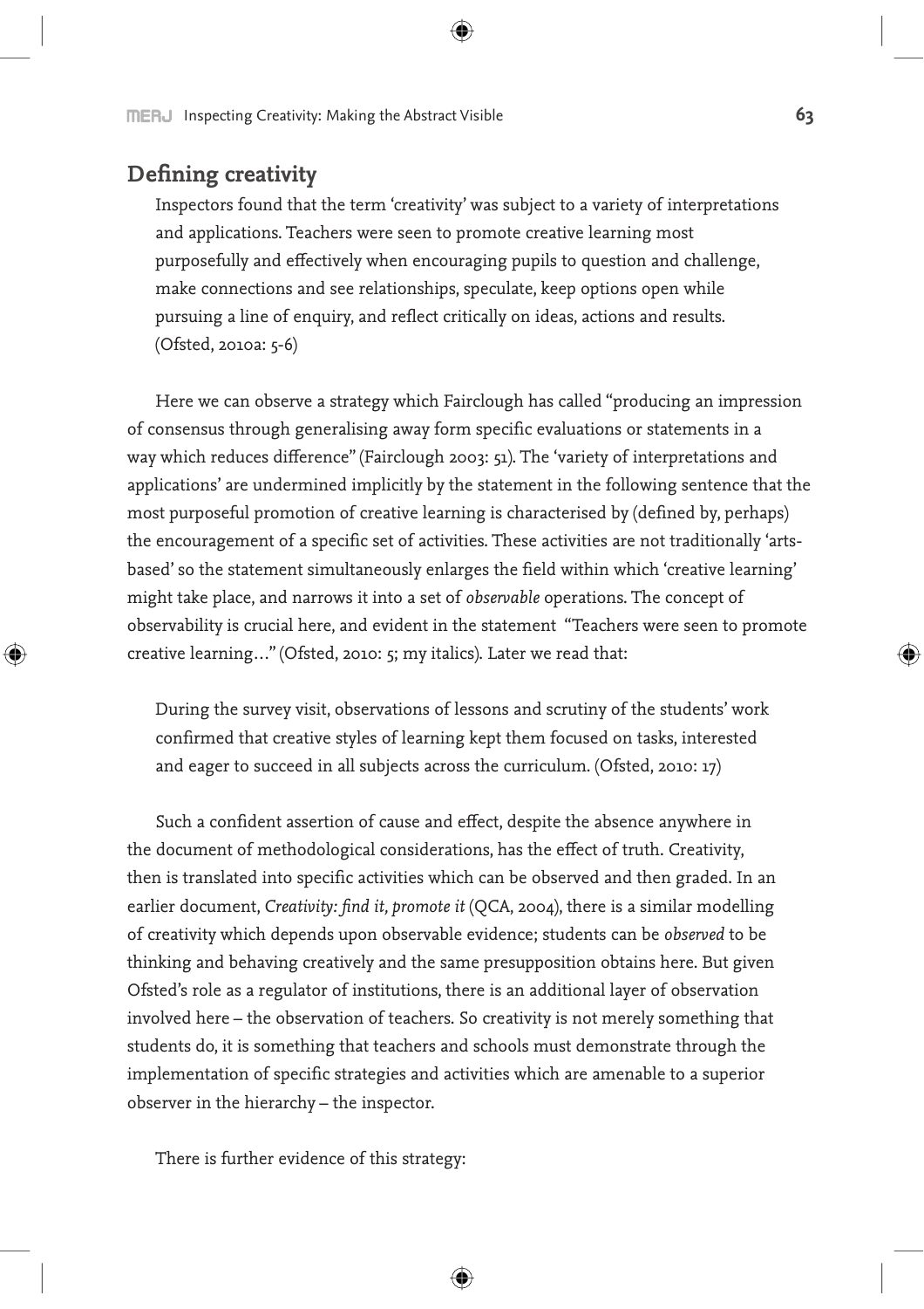## Defining creativity

> Inspectors found that the term 'creativity' was subject to a variety of interpretations and applications. Teachers were seen to promote creative learning most purposefully and effectively when encouraging pupils to question and challenge, make connections and see relationships, speculate, keep options open while pursuing a line of enquiry, and reflect critically on ideas, actions and results. (Ofsted, 2010a: 5-6)

Here we can observe a strategy which Fairclough has called "producing an impression of consensus through generalising away form specific evaluations or statements in a way which reduces difference" (Fairclough 2003: 51). The 'variety of interpretations and applications' are undermined implicitly by the statement in the following sentence that the most purposeful promotion of creative learning is characterised by (defined by, perhaps) the encouragement of a specific set of activities. These activities are not traditionally 'arts-based' so the statement simultaneously enlarges the field within which 'creative learning' might take place, and narrows it into a set of *observable* operations. The concept of observability is crucial here, and evident in the statement "Teachers were seen to promote creative learning…" (Ofsted, 2010: 5; my italics). Later we read that:

> During the survey visit, observations of lessons and scrutiny of the students' work confirmed that creative styles of learning kept them focused on tasks, interested and eager to succeed in all subjects across the curriculum. (Ofsted, 2010: 17)

Such a confident assertion of cause and effect, despite the absence anywhere in the document of methodological considerations, has the effect of truth. Creativity, then is translated into specific activities which can be observed and then graded. In an earlier document, *Creativity: find it, promote it* (QCA, 2004), there is a similar modelling of creativity which depends upon observable evidence; students can be *observed* to be thinking and behaving creatively and the same presupposition obtains here. But given Ofsted's role as a regulator of institutions, there is an additional layer of observation involved here – the observation of teachers. So creativity is not merely something that students do, it is something that teachers and schools must demonstrate through the implementation of specific strategies and activities which are amenable to a superior observer in the hierarchy – the inspector.

There is further evidence of this strategy: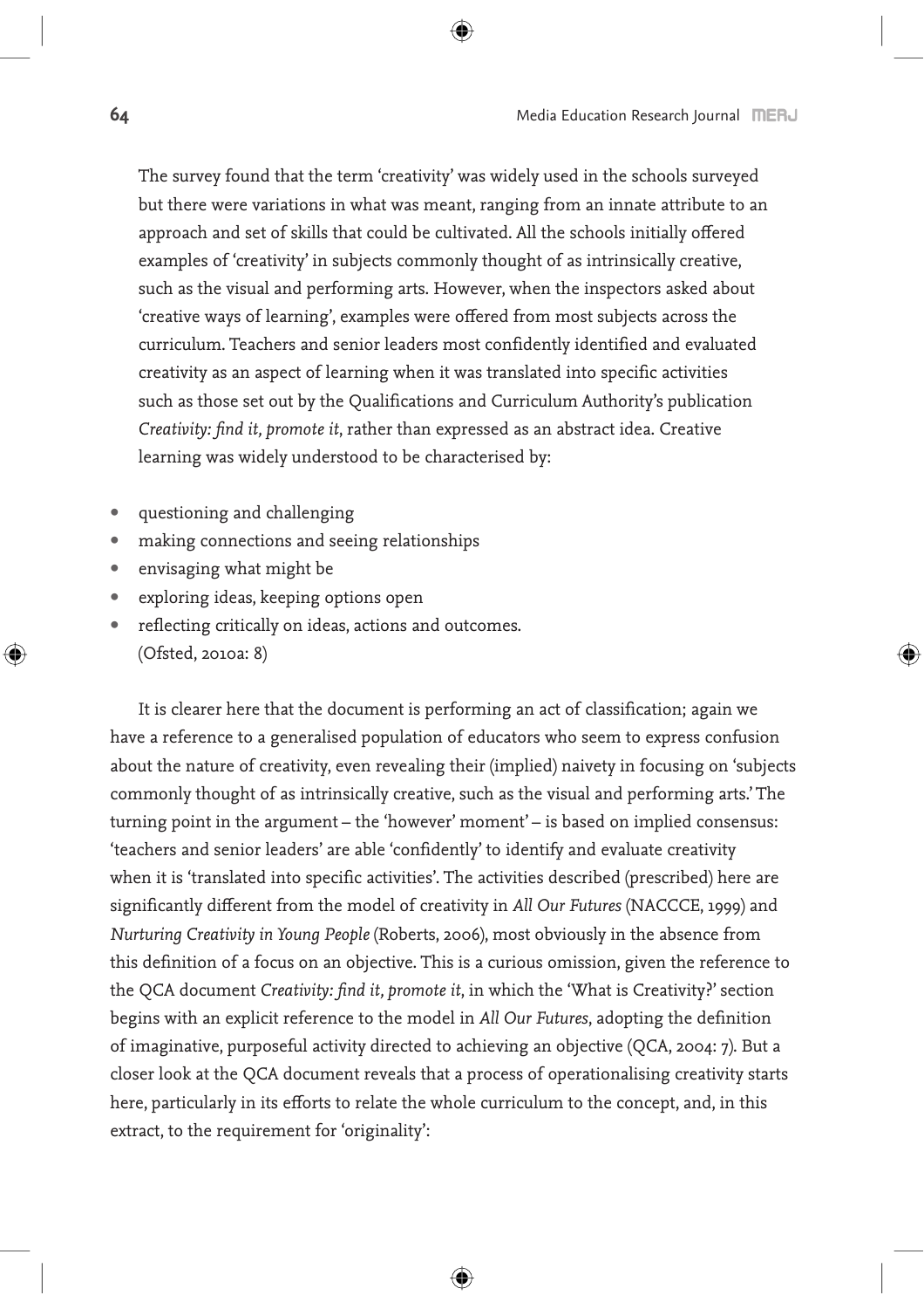> The survey found that the term 'creativity' was widely used in the schools surveyed but there were variations in what was meant, ranging from an innate attribute to an approach and set of skills that could be cultivated. All the schools initially offered examples of 'creativity' in subjects commonly thought of as intrinsically creative, such as the visual and performing arts. However, when the inspectors asked about 'creative ways of learning', examples were offered from most subjects across the curriculum. Teachers and senior leaders most confidently identified and evaluated creativity as an aspect of learning when it was translated into specific activities such as those set out by the Qualifications and Curriculum Authority's publication *Creativity: find it, promote it*, rather than expressed as an abstract idea. Creative learning was widely understood to be characterised by:
>
> - questioning and challenging
> - making connections and seeing relationships
> - envisaging what might be
> - exploring ideas, keeping options open
> - reflecting critically on ideas, actions and outcomes.
>
> (Ofsted, 2010a: 8)

It is clearer here that the document is performing an act of classification; again we have a reference to a generalised population of educators who seem to express confusion about the nature of creativity, even revealing their (implied) naivety in focusing on 'subjects commonly thought of as intrinsically creative, such as the visual and performing arts.' The turning point in the argument – the 'however' moment' – is based on implied consensus: 'teachers and senior leaders' are able 'confidently' to identify and evaluate creativity when it is 'translated into specific activities'. The activities described (prescribed) here are significantly different from the model of creativity in *All Our Futures* (NACCCE, 1999) and *Nurturing Creativity in Young People* (Roberts, 2006), most obviously in the absence from this definition of a focus on an objective. This is a curious omission, given the reference to the QCA document *Creativity: find it, promote it*, in which the 'What is Creativity?' section begins with an explicit reference to the model in *All Our Futures*, adopting the definition of imaginative, purposeful activity directed to achieving an objective (QCA, 2004: 7). But a closer look at the QCA document reveals that a process of operationalising creativity starts here, particularly in its efforts to relate the whole curriculum to the concept, and, in this extract, to the requirement for 'originality':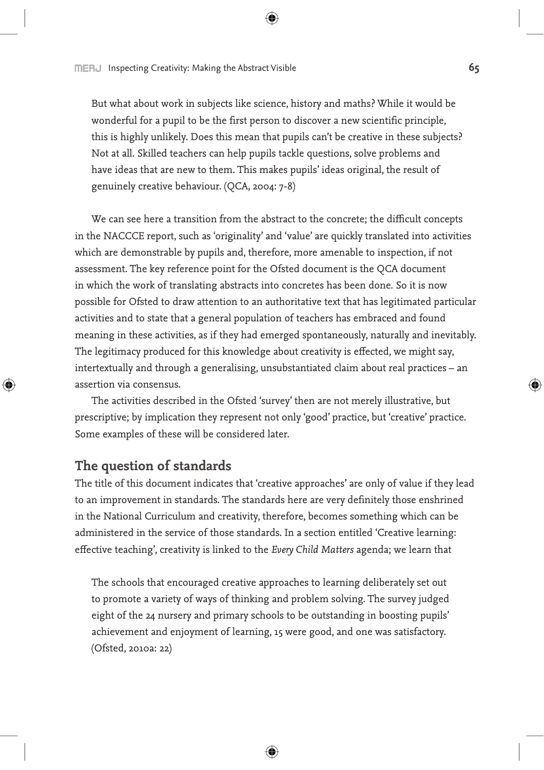> But what about work in subjects like science, history and maths? While it would be wonderful for a pupil to be the first person to discover a new scientific principle, this is highly unlikely. Does this mean that pupils can't be creative in these subjects? Not at all. Skilled teachers can help pupils tackle questions, solve problems and have ideas that are new to them. This makes pupils' ideas original, the result of genuinely creative behaviour. (QCA, 2004: 7-8)

We can see here a transition from the abstract to the concrete; the difficult concepts in the NACCCE report, such as 'originality' and 'value' are quickly translated into activities which are demonstrable by pupils and, therefore, more amenable to inspection, if not assessment. The key reference point for the Ofsted document is the QCA document in which the work of translating abstracts into concretes has been done. So it is now possible for Ofsted to draw attention to an authoritative text that has legitimated particular activities and to state that a general population of teachers has embraced and found meaning in these activities, as if they had emerged spontaneously, naturally and inevitably. The legitimacy produced for this knowledge about creativity is effected, we might say, intertextually and through a generalising, unsubstantiated claim about real practices – an assertion via consensus.

The activities described in the Ofsted 'survey' then are not merely illustrative, but prescriptive; by implication they represent not only 'good' practice, but 'creative' practice. Some examples of these will be considered later.

## The question of standards

The title of this document indicates that 'creative approaches' are only of value if they lead to an improvement in standards. The standards here are very definitely those enshrined in the National Curriculum and creativity, therefore, becomes something which can be administered in the service of those standards. In a section entitled 'Creative learning: effective teaching', creativity is linked to the *Every Child Matters* agenda; we learn that

> The schools that encouraged creative approaches to learning deliberately set out to promote a variety of ways of thinking and problem solving. The survey judged eight of the 24 nursery and primary schools to be outstanding in boosting pupils' achievement and enjoyment of learning, 15 were good, and one was satisfactory. (Ofsted, 2010a: 22)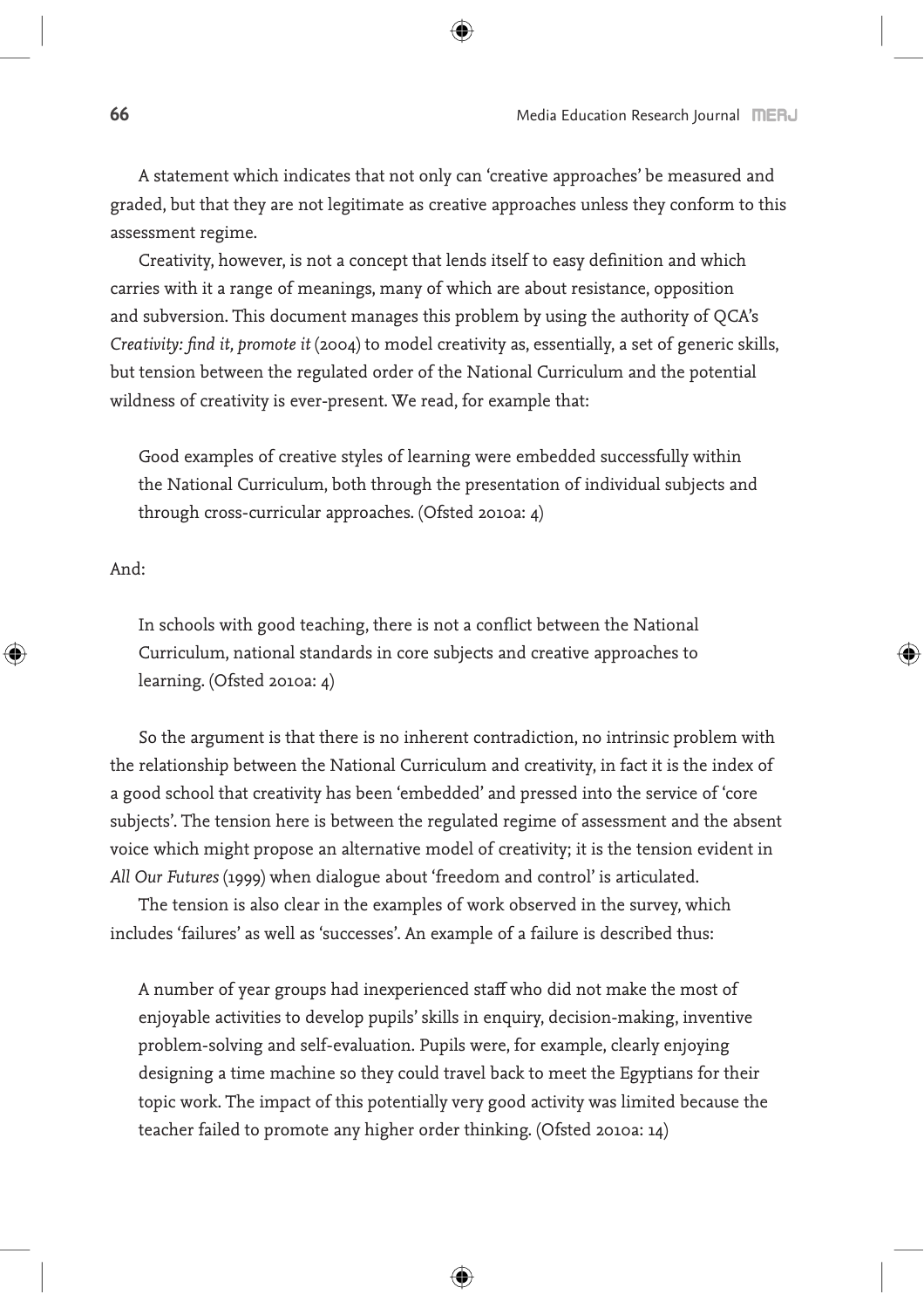A statement which indicates that not only can 'creative approaches' be measured and graded, but that they are not legitimate as creative approaches unless they conform to this assessment regime.

Creativity, however, is not a concept that lends itself to easy definition and which carries with it a range of meanings, many of which are about resistance, opposition and subversion. This document manages this problem by using the authority of QCA's *Creativity: find it, promote it* (2004) to model creativity as, essentially, a set of generic skills, but tension between the regulated order of the National Curriculum and the potential wildness of creativity is ever-present. We read, for example that:

> Good examples of creative styles of learning were embedded successfully within the National Curriculum, both through the presentation of individual subjects and through cross-curricular approaches. (Ofsted 2010a: 4)

And:

> In schools with good teaching, there is not a conflict between the National Curriculum, national standards in core subjects and creative approaches to learning. (Ofsted 2010a: 4)

So the argument is that there is no inherent contradiction, no intrinsic problem with the relationship between the National Curriculum and creativity, in fact it is the index of a good school that creativity has been 'embedded' and pressed into the service of 'core subjects'. The tension here is between the regulated regime of assessment and the absent voice which might propose an alternative model of creativity; it is the tension evident in *All Our Futures* (1999) when dialogue about 'freedom and control' is articulated.

The tension is also clear in the examples of work observed in the survey, which includes 'failures' as well as 'successes'. An example of a failure is described thus:

> A number of year groups had inexperienced staff who did not make the most of enjoyable activities to develop pupils' skills in enquiry, decision-making, inventive problem-solving and self-evaluation. Pupils were, for example, clearly enjoying designing a time machine so they could travel back to meet the Egyptians for their topic work. The impact of this potentially very good activity was limited because the teacher failed to promote any higher order thinking. (Ofsted 2010a: 14)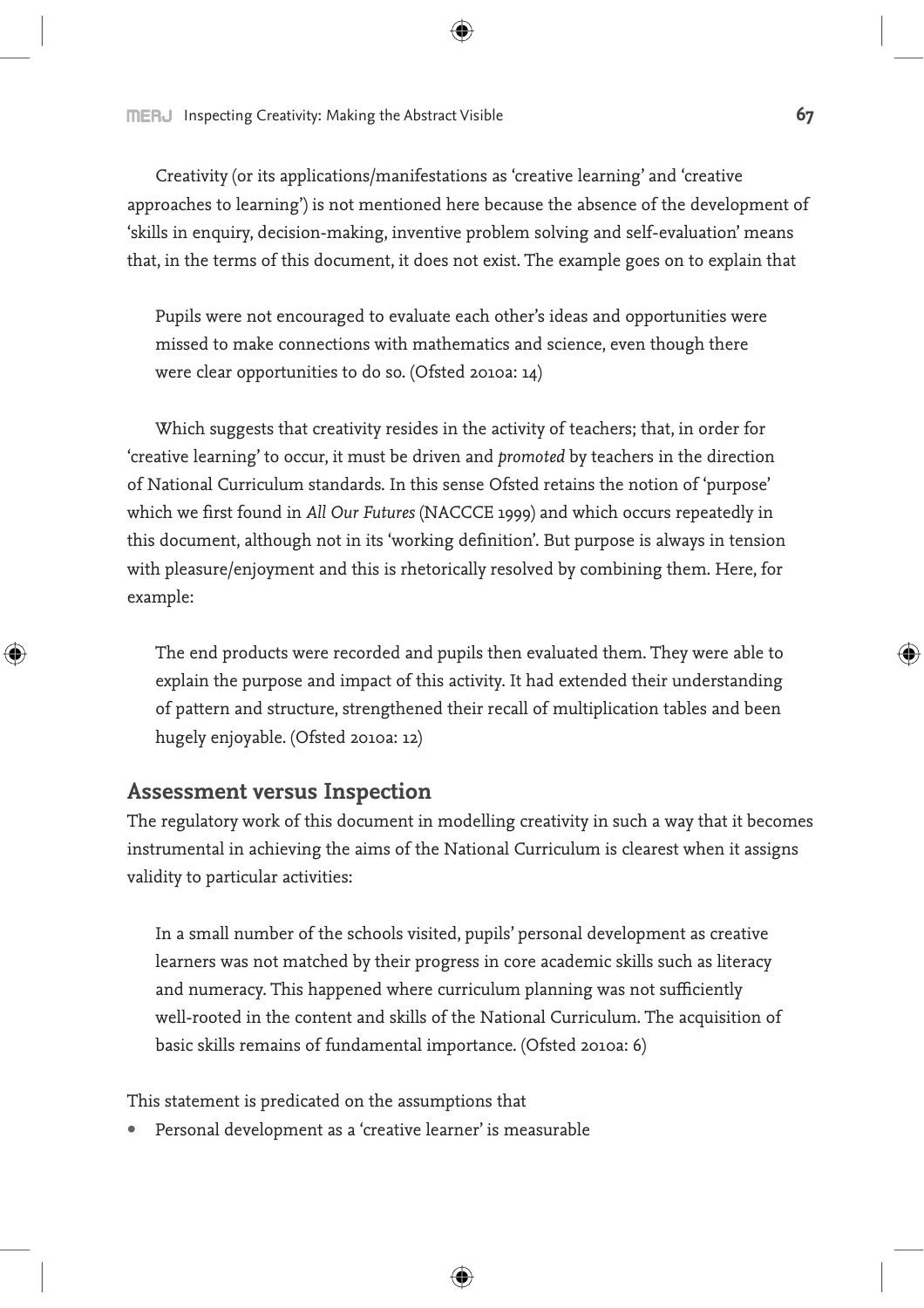Creativity (or its applications/manifestations as 'creative learning' and 'creative approaches to learning') is not mentioned here because the absence of the development of 'skills in enquiry, decision-making, inventive problem solving and self-evaluation' means that, in the terms of this document, it does not exist. The example goes on to explain that

> Pupils were not encouraged to evaluate each other's ideas and opportunities were missed to make connections with mathematics and science, even though there were clear opportunities to do so. (Ofsted 2010a: 14)

Which suggests that creativity resides in the activity of teachers; that, in order for 'creative learning' to occur, it must be driven and *promoted* by teachers in the direction of National Curriculum standards. In this sense Ofsted retains the notion of 'purpose' which we first found in *All Our Futures* (NACCCE 1999) and which occurs repeatedly in this document, although not in its 'working definition'. But purpose is always in tension with pleasure/enjoyment and this is rhetorically resolved by combining them. Here, for example:

> The end products were recorded and pupils then evaluated them. They were able to explain the purpose and impact of this activity. It had extended their understanding of pattern and structure, strengthened their recall of multiplication tables and been hugely enjoyable. (Ofsted 2010a: 12)

## Assessment versus Inspection

The regulatory work of this document in modelling creativity in such a way that it becomes instrumental in achieving the aims of the National Curriculum is clearest when it assigns validity to particular activities:

> In a small number of the schools visited, pupils' personal development as creative learners was not matched by their progress in core academic skills such as literacy and numeracy. This happened where curriculum planning was not sufficiently well-rooted in the content and skills of the National Curriculum. The acquisition of basic skills remains of fundamental importance. (Ofsted 2010a: 6)

This statement is predicated on the assumptions that

- Personal development as a 'creative learner' is measurable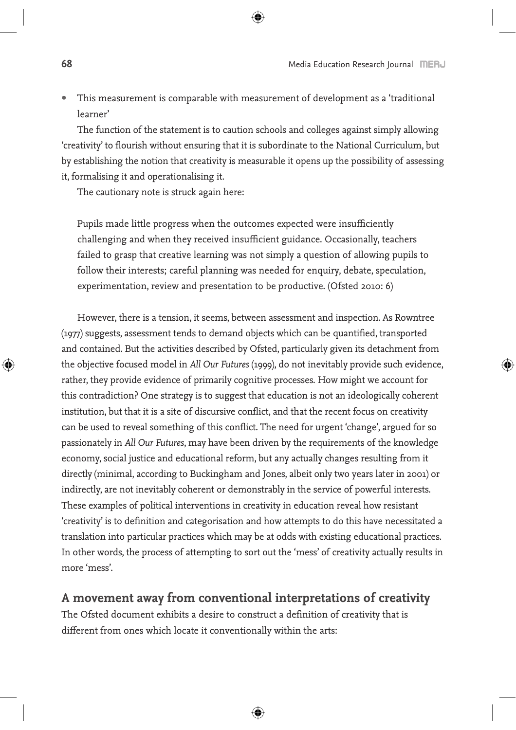- This measurement is comparable with measurement of development as a 'traditional learner'

The function of the statement is to caution schools and colleges against simply allowing 'creativity' to flourish without ensuring that it is subordinate to the National Curriculum, but by establishing the notion that creativity is measurable it opens up the possibility of assessing it, formalising it and operationalising it.

The cautionary note is struck again here:

> Pupils made little progress when the outcomes expected were insufficiently challenging and when they received insufficient guidance. Occasionally, teachers failed to grasp that creative learning was not simply a question of allowing pupils to follow their interests; careful planning was needed for enquiry, debate, speculation, experimentation, review and presentation to be productive. (Ofsted 2010: 6)

However, there is a tension, it seems, between assessment and inspection. As Rowntree (1977) suggests, assessment tends to demand objects which can be quantified, transported and contained. But the activities described by Ofsted, particularly given its detachment from the objective focused model in *All Our Futures* (1999), do not inevitably provide such evidence, rather, they provide evidence of primarily cognitive processes. How might we account for this contradiction? One strategy is to suggest that education is not an ideologically coherent institution, but that it is a site of discursive conflict, and that the recent focus on creativity can be used to reveal something of this conflict. The need for urgent 'change', argued for so passionately in *All Our Futures*, may have been driven by the requirements of the knowledge economy, social justice and educational reform, but any actually changes resulting from it directly (minimal, according to Buckingham and Jones, albeit only two years later in 2001) or indirectly, are not inevitably coherent or demonstrably in the service of powerful interests. These examples of political interventions in creativity in education reveal how resistant 'creativity' is to definition and categorisation and how attempts to do this have necessitated a translation into particular practices which may be at odds with existing educational practices. In other words, the process of attempting to sort out the 'mess' of creativity actually results in more 'mess'.

## A movement away from conventional interpretations of creativity

The Ofsted document exhibits a desire to construct a definition of creativity that is different from ones which locate it conventionally within the arts: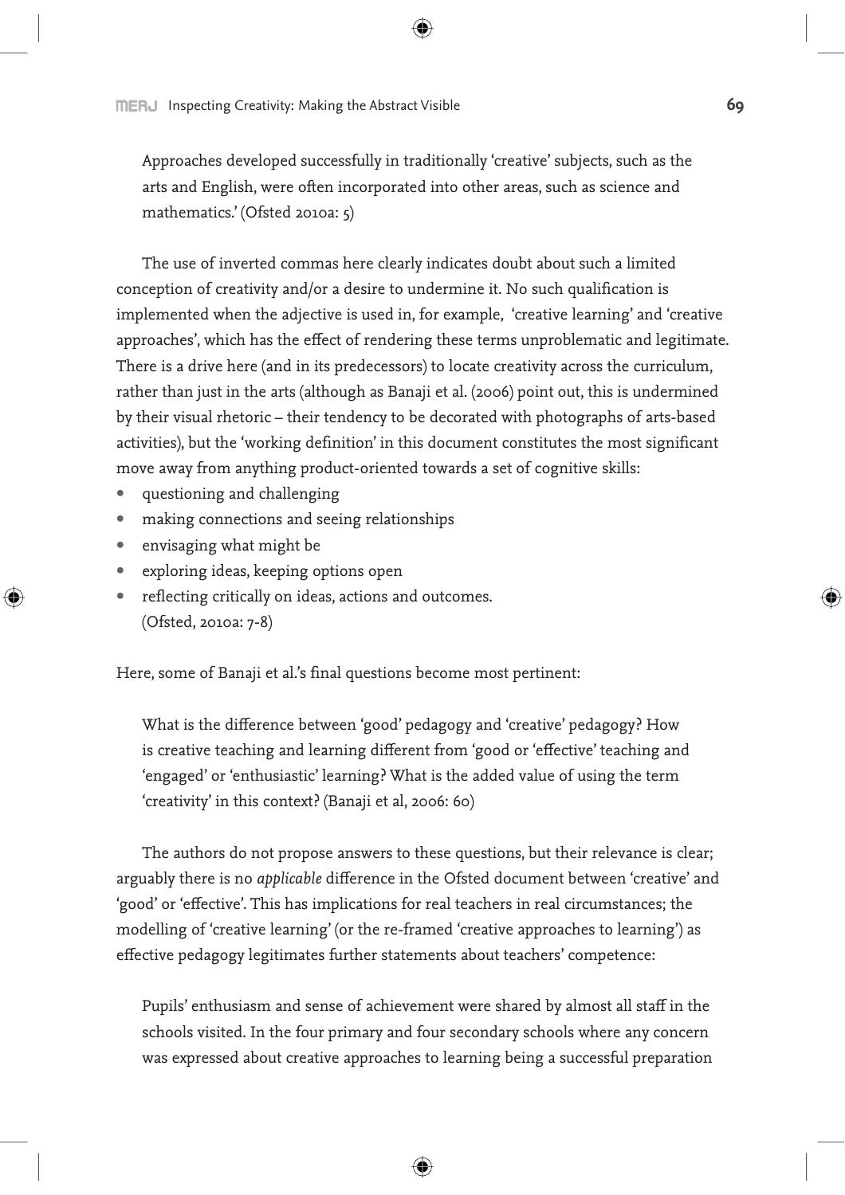> Approaches developed successfully in traditionally 'creative' subjects, such as the arts and English, were often incorporated into other areas, such as science and mathematics.' (Ofsted 2010a: 5)

The use of inverted commas here clearly indicates doubt about such a limited conception of creativity and/or a desire to undermine it. No such qualification is implemented when the adjective is used in, for example, 'creative learning' and 'creative approaches', which has the effect of rendering these terms unproblematic and legitimate. There is a drive here (and in its predecessors) to locate creativity across the curriculum, rather than just in the arts (although as Banaji et al. (2006) point out, this is undermined by their visual rhetoric – their tendency to be decorated with photographs of arts-based activities), but the 'working definition' in this document constitutes the most significant move away from anything product-oriented towards a set of cognitive skills:

- questioning and challenging
- making connections and seeing relationships
- envisaging what might be
- exploring ideas, keeping options open
- reflecting critically on ideas, actions and outcomes.
  (Ofsted, 2010a: 7-8)

Here, some of Banaji et al.'s final questions become most pertinent:

> What is the difference between 'good' pedagogy and 'creative' pedagogy? How is creative teaching and learning different from 'good or 'effective' teaching and 'engaged' or 'enthusiastic' learning? What is the added value of using the term 'creativity' in this context? (Banaji et al, 2006: 60)

The authors do not propose answers to these questions, but their relevance is clear; arguably there is no *applicable* difference in the Ofsted document between 'creative' and 'good' or 'effective'. This has implications for real teachers in real circumstances; the modelling of 'creative learning' (or the re-framed 'creative approaches to learning') as effective pedagogy legitimates further statements about teachers' competence:

> Pupils' enthusiasm and sense of achievement were shared by almost all staff in the schools visited. In the four primary and four secondary schools where any concern was expressed about creative approaches to learning being a successful preparation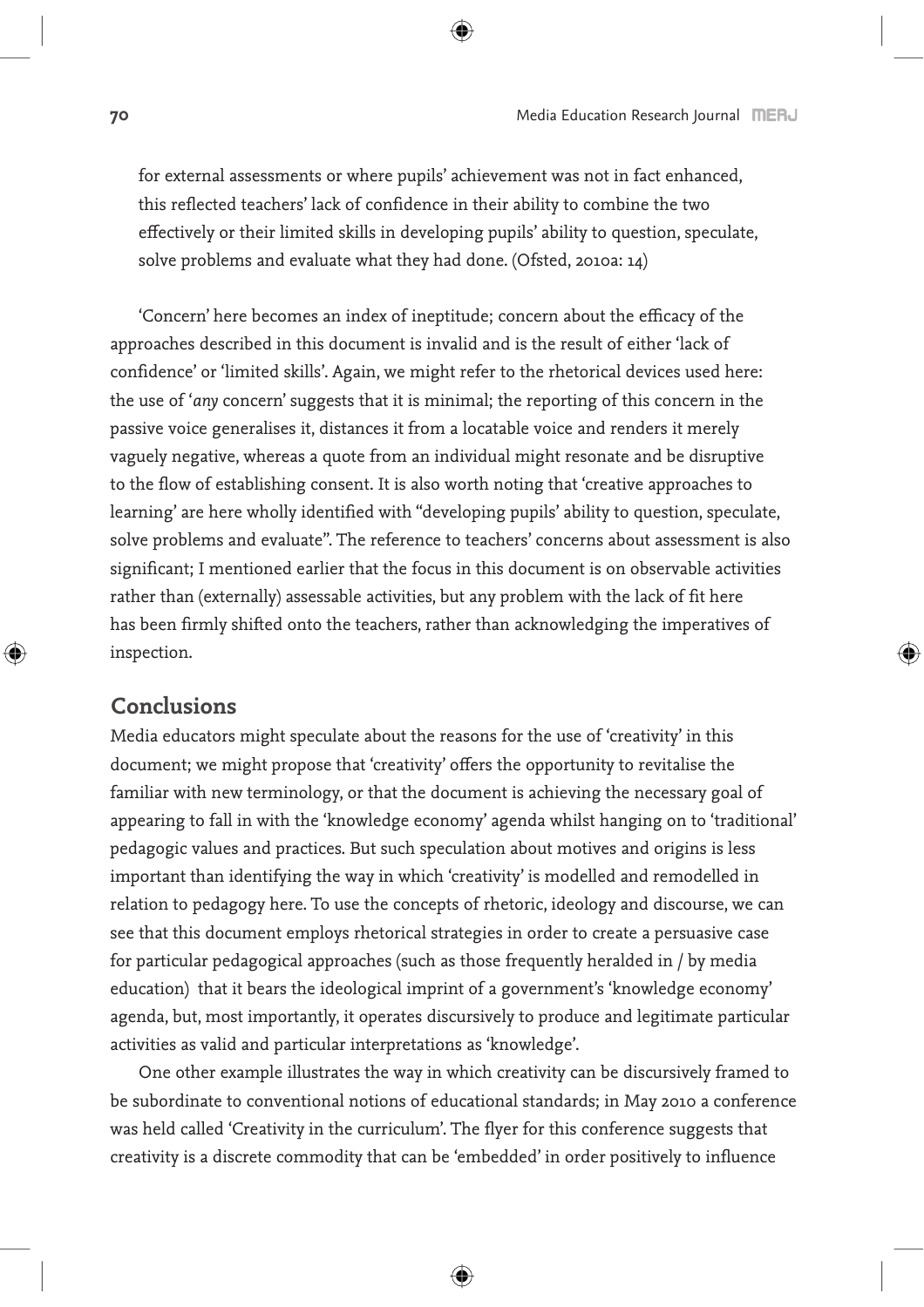for external assessments or where pupils' achievement was not in fact enhanced, this reflected teachers' lack of confidence in their ability to combine the two effectively or their limited skills in developing pupils' ability to question, speculate, solve problems and evaluate what they had done. (Ofsted, 2010a: 14)

'Concern' here becomes an index of ineptitude; concern about the efficacy of the approaches described in this document is invalid and is the result of either 'lack of confidence' or 'limited skills'. Again, we might refer to the rhetorical devices used here: the use of '*any* concern' suggests that it is minimal; the reporting of this concern in the passive voice generalises it, distances it from a locatable voice and renders it merely vaguely negative, whereas a quote from an individual might resonate and be disruptive to the flow of establishing consent. It is also worth noting that 'creative approaches to learning' are here wholly identified with "developing pupils' ability to question, speculate, solve problems and evaluate". The reference to teachers' concerns about assessment is also significant; I mentioned earlier that the focus in this document is on observable activities rather than (externally) assessable activities, but any problem with the lack of fit here has been firmly shifted onto the teachers, rather than acknowledging the imperatives of inspection.

## Conclusions

Media educators might speculate about the reasons for the use of 'creativity' in this document; we might propose that 'creativity' offers the opportunity to revitalise the familiar with new terminology, or that the document is achieving the necessary goal of appearing to fall in with the 'knowledge economy' agenda whilst hanging on to 'traditional' pedagogic values and practices. But such speculation about motives and origins is less important than identifying the way in which 'creativity' is modelled and remodelled in relation to pedagogy here. To use the concepts of rhetoric, ideology and discourse, we can see that this document employs rhetorical strategies in order to create a persuasive case for particular pedagogical approaches (such as those frequently heralded in / by media education) that it bears the ideological imprint of a government's 'knowledge economy' agenda, but, most importantly, it operates discursively to produce and legitimate particular activities as valid and particular interpretations as 'knowledge'.

One other example illustrates the way in which creativity can be discursively framed to be subordinate to conventional notions of educational standards; in May 2010 a conference was held called 'Creativity in the curriculum'. The flyer for this conference suggests that creativity is a discrete commodity that can be 'embedded' in order positively to influence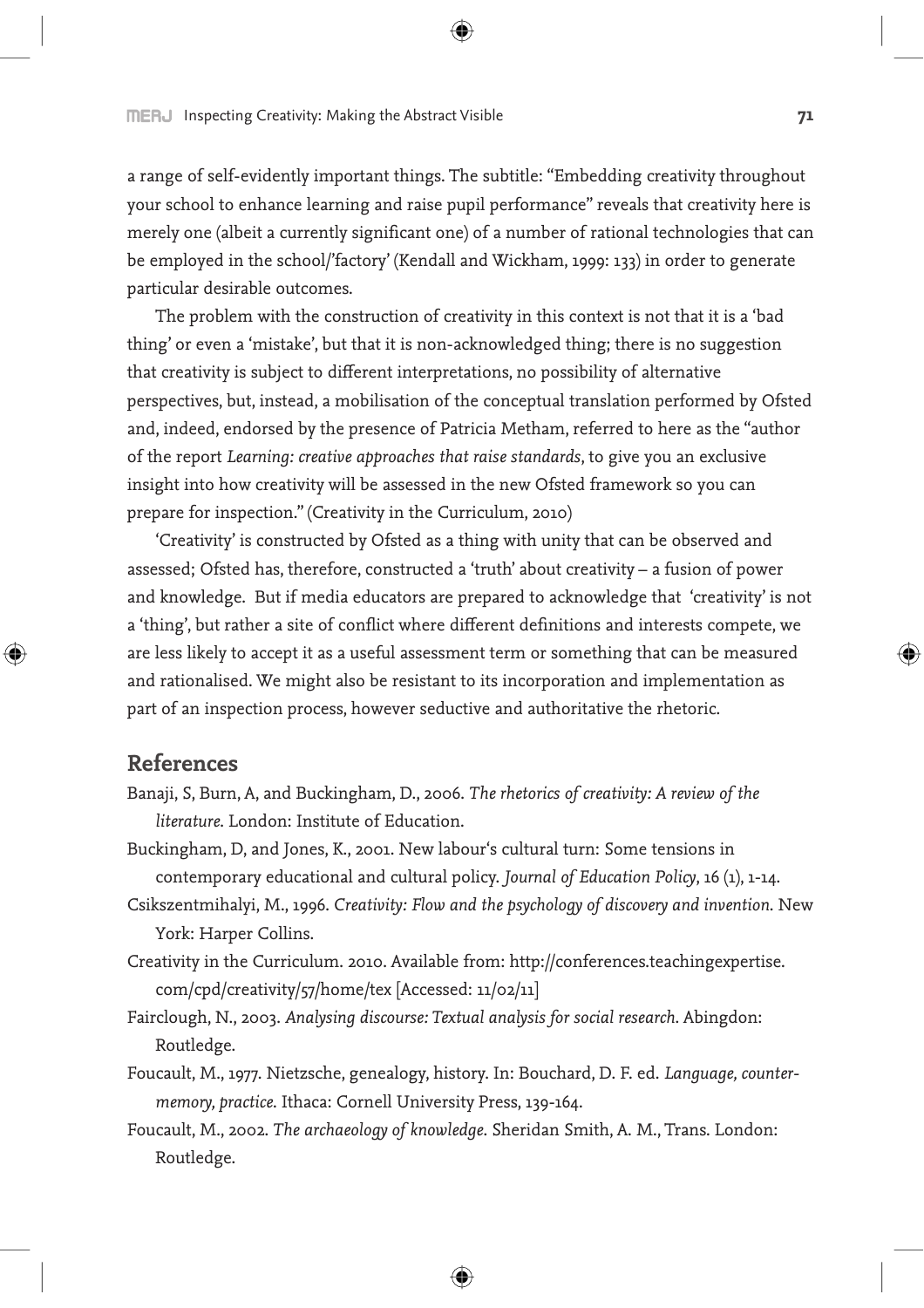a range of self-evidently important things. The subtitle: "Embedding creativity throughout your school to enhance learning and raise pupil performance" reveals that creativity here is merely one (albeit a currently significant one) of a number of rational technologies that can be employed in the school/'factory' (Kendall and Wickham, 1999: 133) in order to generate particular desirable outcomes.

The problem with the construction of creativity in this context is not that it is a 'bad thing' or even a 'mistake', but that it is non-acknowledged thing; there is no suggestion that creativity is subject to different interpretations, no possibility of alternative perspectives, but, instead, a mobilisation of the conceptual translation performed by Ofsted and, indeed, endorsed by the presence of Patricia Metham, referred to here as the "author of the report *Learning: creative approaches that raise standards*, to give you an exclusive insight into how creativity will be assessed in the new Ofsted framework so you can prepare for inspection." (Creativity in the Curriculum, 2010)

'Creativity' is constructed by Ofsted as a thing with unity that can be observed and assessed; Ofsted has, therefore, constructed a 'truth' about creativity – a fusion of power and knowledge. But if media educators are prepared to acknowledge that 'creativity' is not a 'thing', but rather a site of conflict where different definitions and interests compete, we are less likely to accept it as a useful assessment term or something that can be measured and rationalised. We might also be resistant to its incorporation and implementation as part of an inspection process, however seductive and authoritative the rhetoric.

## References

Banaji, S, Burn, A, and Buckingham, D., 2006. *The rhetorics of creativity: A review of the literature*. London: Institute of Education.

Buckingham, D, and Jones, K., 2001. New labour's cultural turn: Some tensions in contemporary educational and cultural policy. *Journal of Education Policy*, 16 (1), 1-14.

Csikszentmihalyi, M., 1996. *Creativity: Flow and the psychology of discovery and invention*. New York: Harper Collins.

Creativity in the Curriculum. 2010. Available from: http://conferences.teachingexpertise.com/cpd/creativity/57/home/tex [Accessed: 11/02/11]

Fairclough, N., 2003. *Analysing discourse: Textual analysis for social research*. Abingdon: Routledge.

Foucault, M., 1977. Nietzsche, genealogy, history. In: Bouchard, D. F. ed. *Language, counter-memory, practice*. Ithaca: Cornell University Press, 139-164.

Foucault, M., 2002. *The archaeology of knowledge*. Sheridan Smith, A. M., Trans. London: Routledge.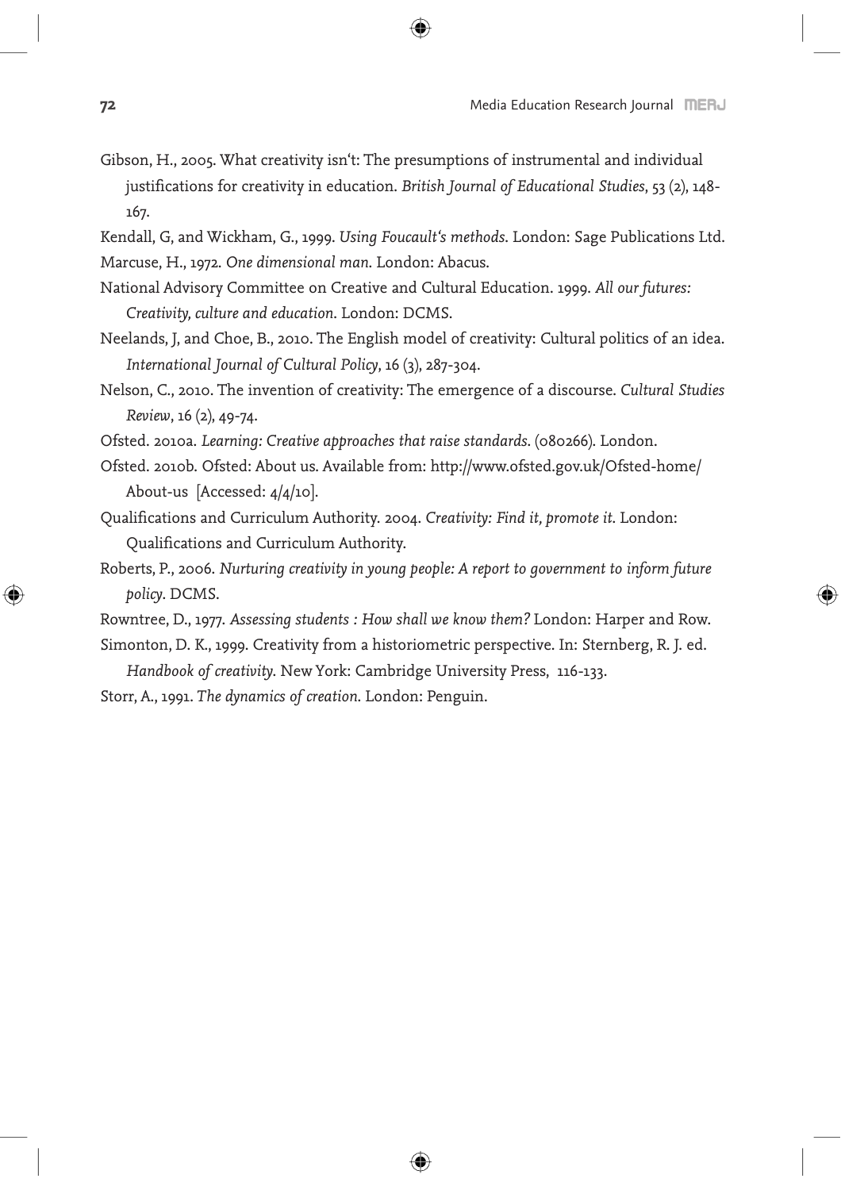Gibson, H., 2005. What creativity isn't: The presumptions of instrumental and individual justifications for creativity in education. *British Journal of Educational Studies*, 53 (2), 148-167.

Kendall, G, and Wickham, G., 1999. *Using Foucault's methods*. London: Sage Publications Ltd.

Marcuse, H., 1972. *One dimensional man*. London: Abacus.

National Advisory Committee on Creative and Cultural Education. 1999. *All our futures: Creativity, culture and education*. London: DCMS.

Neelands, J, and Choe, B., 2010. The English model of creativity: Cultural politics of an idea. *International Journal of Cultural Policy*, 16 (3), 287-304.

Nelson, C., 2010. The invention of creativity: The emergence of a discourse. *Cultural Studies Review*, 16 (2), 49-74.

Ofsted. 2010a. *Learning: Creative approaches that raise standards*. (080266). London.

Ofsted. 2010b. Ofsted: About us. Available from: http://www.ofsted.gov.uk/Ofsted-home/About-us [Accessed: 4/4/10].

Qualifications and Curriculum Authority. 2004. *Creativity: Find it, promote it*. London: Qualifications and Curriculum Authority.

Roberts, P., 2006. *Nurturing creativity in young people: A report to government to inform future policy*. DCMS.

Rowntree, D., 1977. *Assessing students : How shall we know them?* London: Harper and Row.

Simonton, D. K., 1999. Creativity from a historiometric perspective. In: Sternberg, R. J. ed. *Handbook of creativity*. New York: Cambridge University Press, 116-133.

Storr, A., 1991. *The dynamics of creation*. London: Penguin.